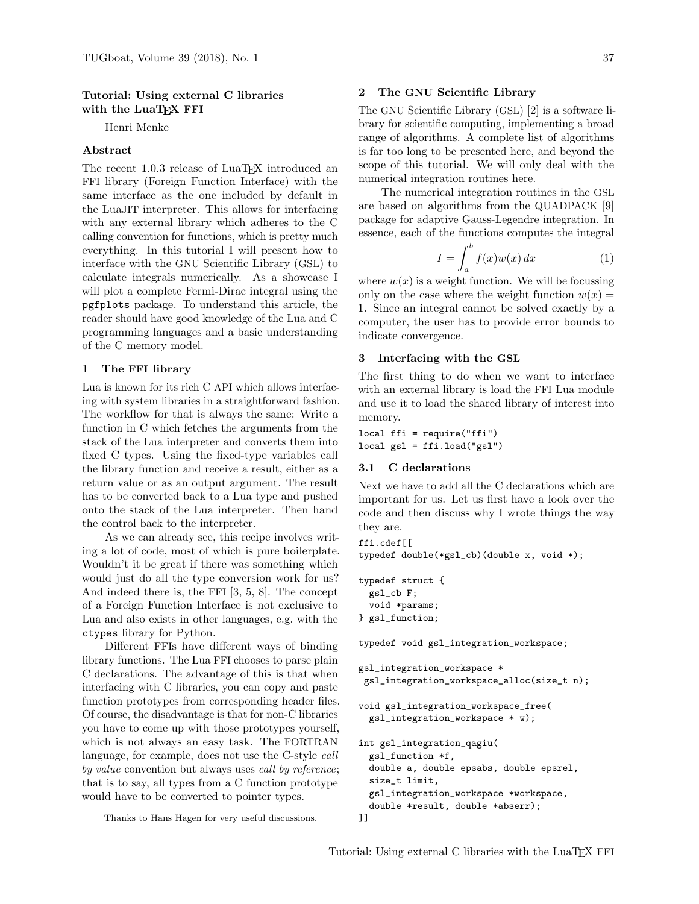## Tutorial: Using external C libraries with the LuaTEX FFI

Henri Menke

### Abstract

The recent 1.0.3 release of LuaTEX introduced an FFI library (Foreign Function Interface) with the same interface as the one included by default in the LuaJIT interpreter. This allows for interfacing with any external library which adheres to the C calling convention for functions, which is pretty much everything. In this tutorial I will present how to interface with the GNU Scientific Library (GSL) to calculate integrals numerically. As a showcase I will plot a complete Fermi-Dirac integral using the `pgfplots` package. To understand this article, the reader should have good knowledge of the Lua and C programming languages and a basic understanding of the C memory model.

### 1 The FFI library

Lua is known for its rich C API which allows interfacing with system libraries in a straightforward fashion. The workflow for that is always the same: Write a function in C which fetches the arguments from the stack of the Lua interpreter and converts them into fixed C types. Using the fixed-type variables call the library function and receive a result, either as a return value or as an output argument. The result has to be converted back to a Lua type and pushed onto the stack of the Lua interpreter. Then hand the control back to the interpreter.

As we can already see, this recipe involves writing a lot of code, most of which is pure boilerplate. Wouldn't it be great if there was something which would just do all the type conversion work for us? And indeed there is, the FFI [3, 5, 8]. The concept of a Foreign Function Interface is not exclusive to Lua and also exists in other languages, e.g. with the `ctypes` library for Python.

Different FFIs have different ways of binding library functions. The Lua FFI chooses to parse plain C declarations. The advantage of this is that when interfacing with C libraries, you can copy and paste function prototypes from corresponding header files. Of course, the disadvantage is that for non-C libraries you have to come up with those prototypes yourself, which is not always an easy task. The FORTRAN language, for example, does not use the C-style *call by value* convention but always uses *call by reference*; that is to say, all types from a C function prototype would have to be converted to pointer types.

Thanks to Hans Hagen for very useful discussions.

### 2 The GNU Scientific Library

The GNU Scientific Library (GSL) [2] is a software library for scientific computing, implementing a broad range of algorithms. A complete list of algorithms is far too long to be presented here, and beyond the scope of this tutorial. We will only deal with the numerical integration routines here.

The numerical integration routines in the GSL are based on algorithms from the QUADPACK [9] package for adaptive Gauss-Legendre integration. In essence, each of the functions computes the integral

$$I = \int_a^b f(x)w(x)\,dx \qquad (1)$$

where $w(x)$ is a weight function. We will be focussing only on the case where the weight function $w(x) = 1$. Since an integral cannot be solved exactly by a computer, the user has to provide error bounds to indicate convergence.

### 3 Interfacing with the GSL

The first thing to do when we want to interface with an external library is load the FFI Lua module and use it to load the shared library of interest into memory.

```
local ffi = require("ffi")
local gsl = ffi.load("gsl")
```

#### 3.1 C declarations

Next we have to add all the C declarations which are important for us. Let us first have a look over the code and then discuss why I wrote things the way they are.

```
ffi.cdef[[
typedef double(*gsl_cb)(double x, void *);

typedef struct {
  gsl_cb F;
  void *params;
} gsl_function;

typedef void gsl_integration_workspace;

gsl_integration_workspace *
 gsl_integration_workspace_alloc(size_t n);

void gsl_integration_workspace_free(
  gsl_integration_workspace * w);

int gsl_integration_qagiu(
  gsl_function *f,
  double a, double epsabs, double epsrel,
  size_t limit,
  gsl_integration_workspace *workspace,
  double *result, double *abserr);
]]
```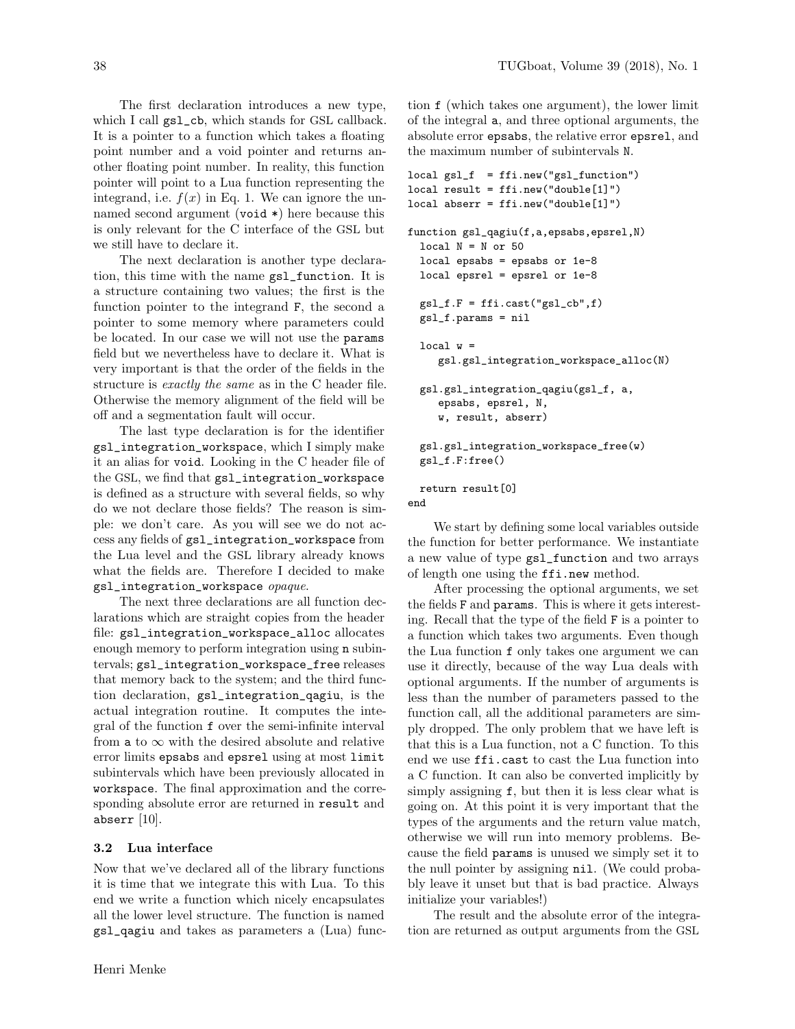The first declaration introduces a new type, which I call `gsl_cb`, which stands for GSL callback. It is a pointer to a function which takes a floating point number and a void pointer and returns another floating point number. In reality, this function pointer will point to a Lua function representing the integrand, i.e. $f(x)$ in Eq. 1. We can ignore the unnamed second argument (`void *`) here because this is only relevant for the C interface of the GSL but we still have to declare it.

The next declaration is another type declaration, this time with the name `gsl_function`. It is a structure containing two values; the first is the function pointer to the integrand `F`, the second a pointer to some memory where parameters could be located. In our case we will not use the `params` field but we nevertheless have to declare it. What is very important is that the order of the fields in the structure is *exactly the same* as in the C header file. Otherwise the memory alignment of the field will be off and a segmentation fault will occur.

The last type declaration is for the identifier `gsl_integration_workspace`, which I simply make it an alias for `void`. Looking in the C header file of the GSL, we find that `gsl_integration_workspace` is defined as a structure with several fields, so why do we not declare those fields? The reason is simple: we don't care. As you will see we do not access any fields of `gsl_integration_workspace` from the Lua level and the GSL library already knows what the fields are. Therefore I decided to make `gsl_integration_workspace` *opaque*.

The next three declarations are all function declarations which are straight copies from the header file: `gsl_integration_workspace_alloc` allocates enough memory to perform integration using `n` subintervals; `gsl_integration_workspace_free` releases that memory back to the system; and the third function declaration, `gsl_integration_qagiu`, is the actual integration routine. It computes the integral of the function `f` over the semi-infinite interval from `a` to $\infty$ with the desired absolute and relative error limits `epsabs` and `epsrel` using at most `limit` subintervals which have been previously allocated in `workspace`. The final approximation and the corresponding absolute error are returned in `result` and `abserr` [10].

### 3.2 Lua interface

Now that we've declared all of the library functions it is time that we integrate this with Lua. To this end we write a function which nicely encapsulates all the lower level structure. The function is named `gsl_qagiu` and takes as parameters a (Lua) function `f` (which takes one argument), the lower limit of the integral `a`, and three optional arguments, the absolute error `epsabs`, the relative error `epsrel`, and the maximum number of subintervals `N`.

```
local gsl_f  = ffi.new("gsl_function")
local result = ffi.new("double[1]")
local abserr = ffi.new("double[1]")

function gsl_qagiu(f,a,epsabs,epsrel,N)
  local N = N or 50
  local epsabs = epsabs or 1e-8
  local epsrel = epsrel or 1e-8

  gsl_f.F = ffi.cast("gsl_cb",f)
  gsl_f.params = nil

  local w =
     gsl.gsl_integration_workspace_alloc(N)

  gsl.gsl_integration_qagiu(gsl_f, a,
     epsabs, epsrel, N,
     w, result, abserr)

  gsl.gsl_integration_workspace_free(w)
  gsl_f.F:free()

  return result[0]
end
```

We start by defining some local variables outside the function for better performance. We instantiate a new value of type `gsl_function` and two arrays of length one using the `ffi.new` method.

After processing the optional arguments, we set the fields `F` and `params`. This is where it gets interesting. Recall that the type of the field `F` is a pointer to a function which takes two arguments. Even though the Lua function `f` only takes one argument we can use it directly, because of the way Lua deals with optional arguments. If the number of arguments is less than the number of parameters passed to the function call, all the additional parameters are simply dropped. The only problem that we have left is that this is a Lua function, not a C function. To this end we use `ffi.cast` to cast the Lua function into a C function. It can also be converted implicitly by simply assigning `f`, but then it is less clear what is going on. At this point it is very important that the types of the arguments and the return value match, otherwise we will run into memory problems. Because the field `params` is unused we simply set it to the null pointer by assigning `nil`. (We could probably leave it unset but that is bad practice. Always initialize your variables!)

The result and the absolute error of the integration are returned as output arguments from the GSL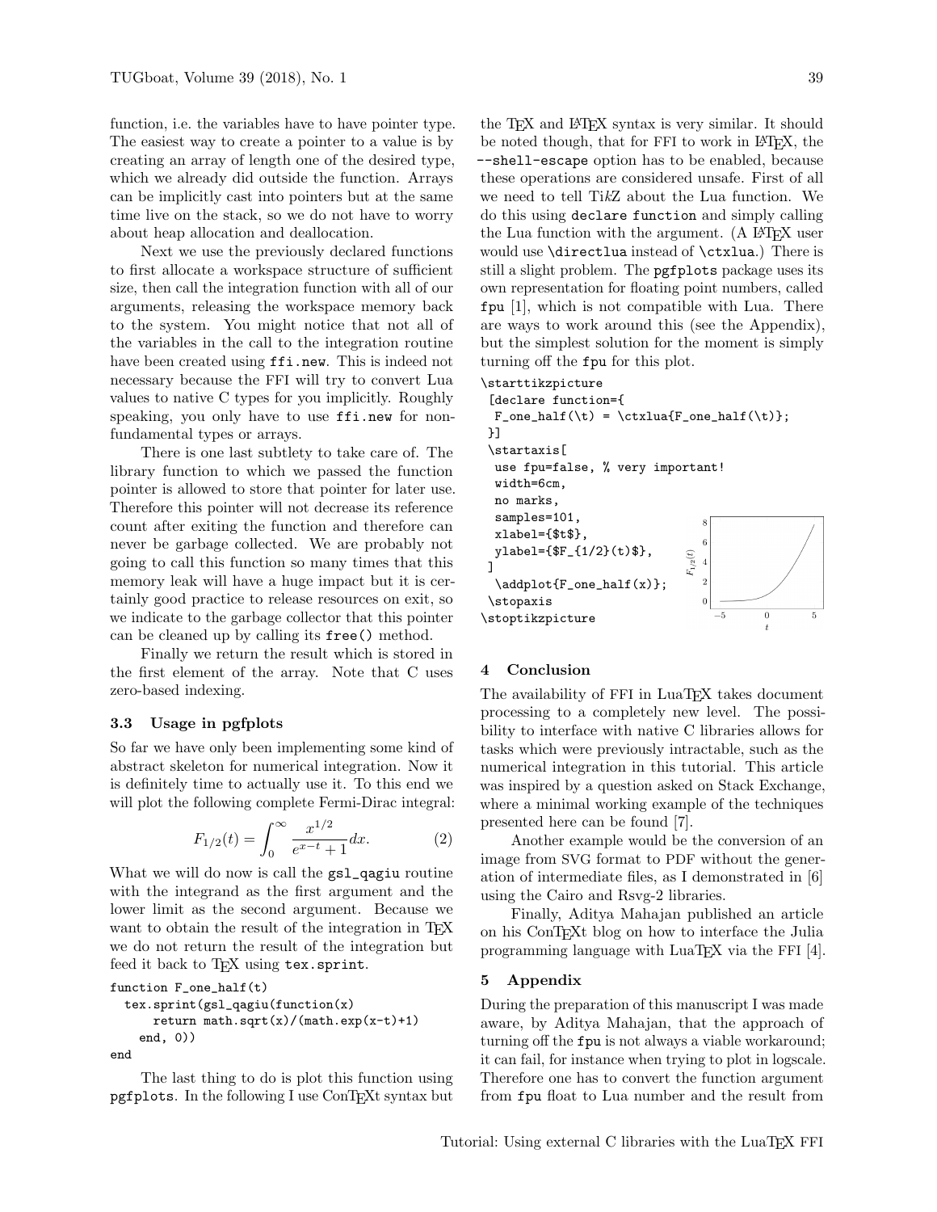function, i.e. the variables have to have pointer type. The easiest way to create a pointer to a value is by creating an array of length one of the desired type, which we already did outside the function. Arrays can be implicitly cast into pointers but at the same time live on the stack, so we do not have to worry about heap allocation and deallocation.

Next we use the previously declared functions to first allocate a workspace structure of sufficient size, then call the integration function with all of our arguments, releasing the workspace memory back to the system. You might notice that not all of the variables in the call to the integration routine have been created using `ffi.new`. This is indeed not necessary because the FFI will try to convert Lua values to native C types for you implicitly. Roughly speaking, you only have to use `ffi.new` for non-fundamental types or arrays.

There is one last subtlety to take care of. The library function to which we passed the function pointer is allowed to store that pointer for later use. Therefore this pointer will not decrease its reference count after exiting the function and therefore can never be garbage collected. We are probably not going to call this function so many times that this memory leak will have a huge impact but it is certainly good practice to release resources on exit, so we indicate to the garbage collector that this pointer can be cleaned up by calling its `free()` method.

Finally we return the result which is stored in the first element of the array. Note that C uses zero-based indexing.

### 3.3 Usage in pgfplots

So far we have only been implementing some kind of abstract skeleton for numerical integration. Now it is definitely time to actually use it. To this end we will plot the following complete Fermi-Dirac integral:

$$F_{1/2}(t) = \int_0^\infty \frac{x^{1/2}}{e^{x-t}+1} dx. \tag{2}$$

What we will do now is call the `gsl_qagiu` routine with the integrand as the first argument and the lower limit as the second argument. Because we want to obtain the result of the integration in TeX we do not return the result of the integration but feed it back to TeX using `tex.sprint`.

```
function F_one_half(t)
  tex.sprint(gsl_qagiu(function(x)
      return math.sqrt(x)/(math.exp(x-t)+1)
    end, 0))
end
```

The last thing to do is plot this function using `pgfplots`. In the following I use ConTeXt syntax but the TeX and LaTeX syntax is very similar. It should be noted though, that for FFI to work in LaTeX, the `--shell-escape` option has to be enabled, because these operations are considered unsafe. First of all we need to tell TikZ about the Lua function. We do this using `declare function` and simply calling the Lua function with the argument. (A LaTeX user would use `\directlua` instead of `\ctxlua`.) There is still a slight problem. The `pgfplots` package uses its own representation for floating point numbers, called `fpu` [1], which is not compatible with Lua. There are ways to work around this (see the Appendix), but the simplest solution for the moment is simply turning off the `fpu` for this plot.

```
\starttikzpicture
 [declare function={
  F_one_half(\t) = \ctxlua{F_one_half(\t)};
 }]
 \startaxis[
  use fpu=false, % very important!
  width=6cm,
  no marks,
  samples=101,
  xlabel={$t$},
  ylabel={$F_{1/2}(t)$},
 ]
  \addplot{F_one_half(x)};
 \stopaxis
\stoptikzpicture
```

## 4 Conclusion

The availability of FFI in LuaTeX takes document processing to a completely new level. The possibility to interface with native C libraries allows for tasks which were previously intractable, such as the numerical integration in this tutorial. This article was inspired by a question asked on Stack Exchange, where a minimal working example of the techniques presented here can be found [7].

Another example would be the conversion of an image from SVG format to PDF without the generation of intermediate files, as I demonstrated in [6] using the Cairo and Rsvg-2 libraries.

Finally, Aditya Mahajan published an article on his ConTeXt blog on how to interface the Julia programming language with LuaTeX via the FFI [4].

## 5 Appendix

During the preparation of this manuscript I was made aware, by Aditya Mahajan, that the approach of turning off the `fpu` is not always a viable workaround; it can fail, for instance when trying to plot in logscale. Therefore one has to convert the function argument from `fpu` float to Lua number and the result from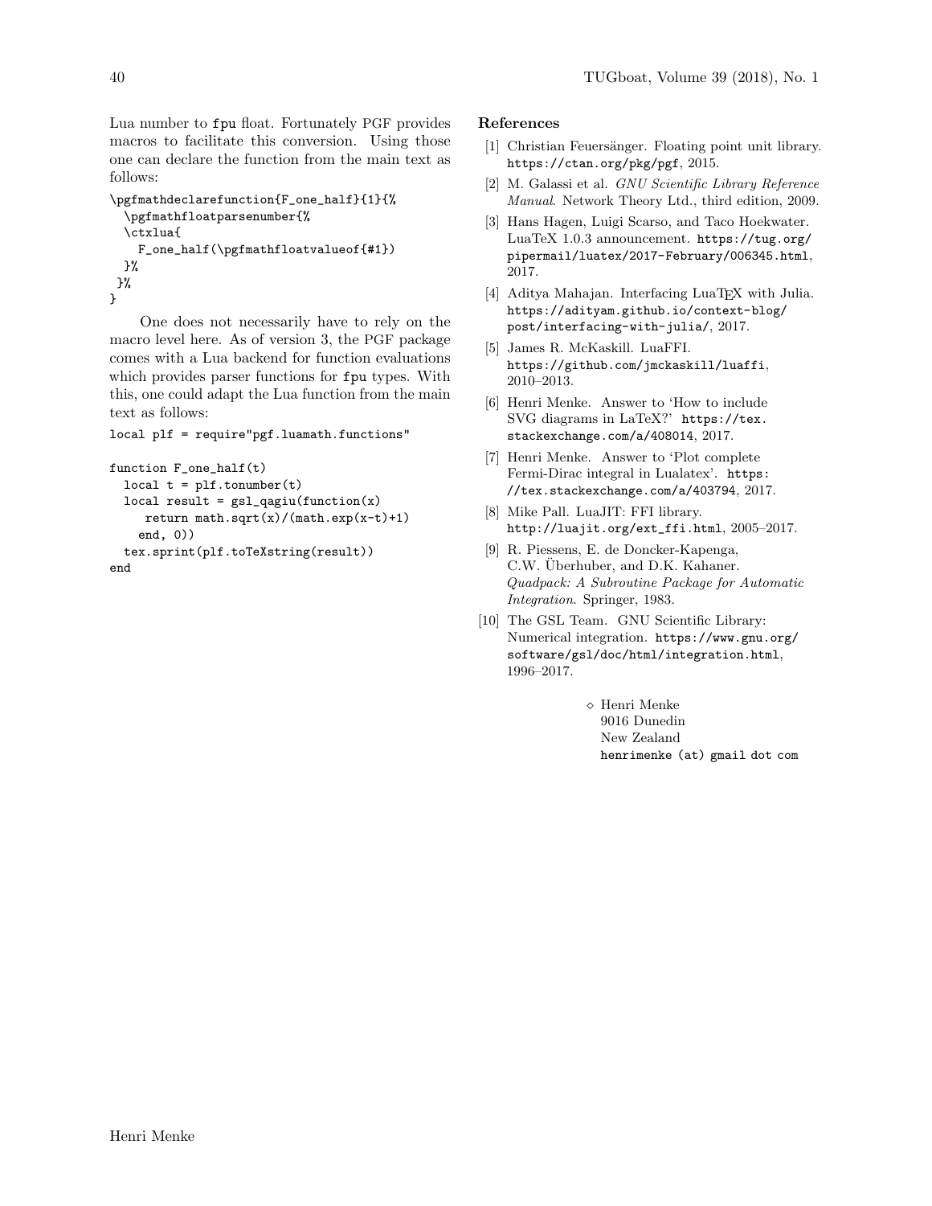Lua number to fpu float. Fortunately PGF provides macros to facilitate this conversion. Using those one can declare the function from the main text as follows:

```
\pgfmathdeclarefunction{F_one_half}{1}{%
  \pgfmathfloatparsenumber{%
  \ctxlua{
    F_one_half(\pgfmathfloatvalueof{#1})
  }%
 }%
}
```

One does not necessarily have to rely on the macro level here. As of version 3, the PGF package comes with a Lua backend for function evaluations which provides parser functions for fpu types. With this, one could adapt the Lua function from the main text as follows:

```
local plf = require"pgf.luamath.functions"

function F_one_half(t)
  local t = plf.tonumber(t)
  local result = gsl_qagiu(function(x)
     return math.sqrt(x)/(math.exp(x-t)+1)
    end, 0))
  tex.sprint(plf.toTeXstring(result))
end
```

## References

[1] Christian Feuersänger. Floating point unit library. https://ctan.org/pkg/pgf, 2015.

[2] M. Galassi et al. *GNU Scientific Library Reference Manual*. Network Theory Ltd., third edition, 2009.

[3] Hans Hagen, Luigi Scarso, and Taco Hoekwater. LuaTeX 1.0.3 announcement. https://tug.org/pipermail/luatex/2017-February/006345.html, 2017.

[4] Aditya Mahajan. Interfacing LuaTEX with Julia. https://adityam.github.io/context-blog/post/interfacing-with-julia/, 2017.

[5] James R. McKaskill. LuaFFI. https://github.com/jmckaskill/luaffi, 2010–2013.

[6] Henri Menke. Answer to 'How to include SVG diagrams in LaTeX?' https://tex.stackexchange.com/a/408014, 2017.

[7] Henri Menke. Answer to 'Plot complete Fermi-Dirac integral in Lualatex'. https://tex.stackexchange.com/a/403794, 2017.

[8] Mike Pall. LuaJIT: FFI library. http://luajit.org/ext_ffi.html, 2005–2017.

[9] R. Piessens, E. de Doncker-Kapenga, C.W. Überhuber, and D.K. Kahaner. *Quadpack: A Subroutine Package for Automatic Integration*. Springer, 1983.

[10] The GSL Team. GNU Scientific Library: Numerical integration. https://www.gnu.org/software/gsl/doc/html/integration.html, 1996–2017.

◇ Henri Menke
9016 Dunedin
New Zealand
henrimenke (at) gmail dot com